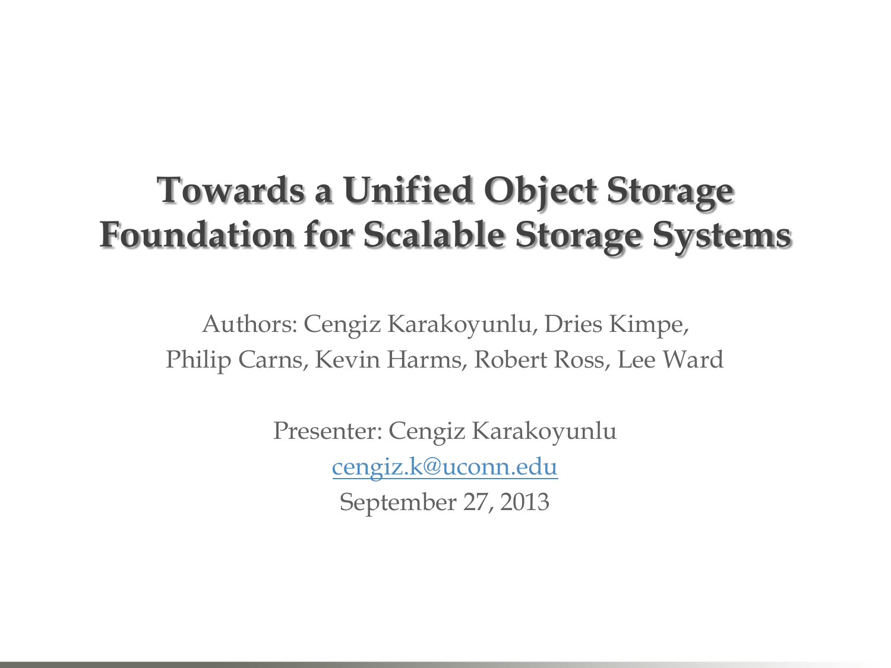# Towards a Unified Object Storage Foundation for Scalable Storage Systems

Authors: Cengiz Karakoyunlu, Dries Kimpe, Philip Carns, Kevin Harms, Robert Ross, Lee Ward

Presenter: Cengiz Karakoyunlu

cengiz.k@uconn.edu

September 27, 2013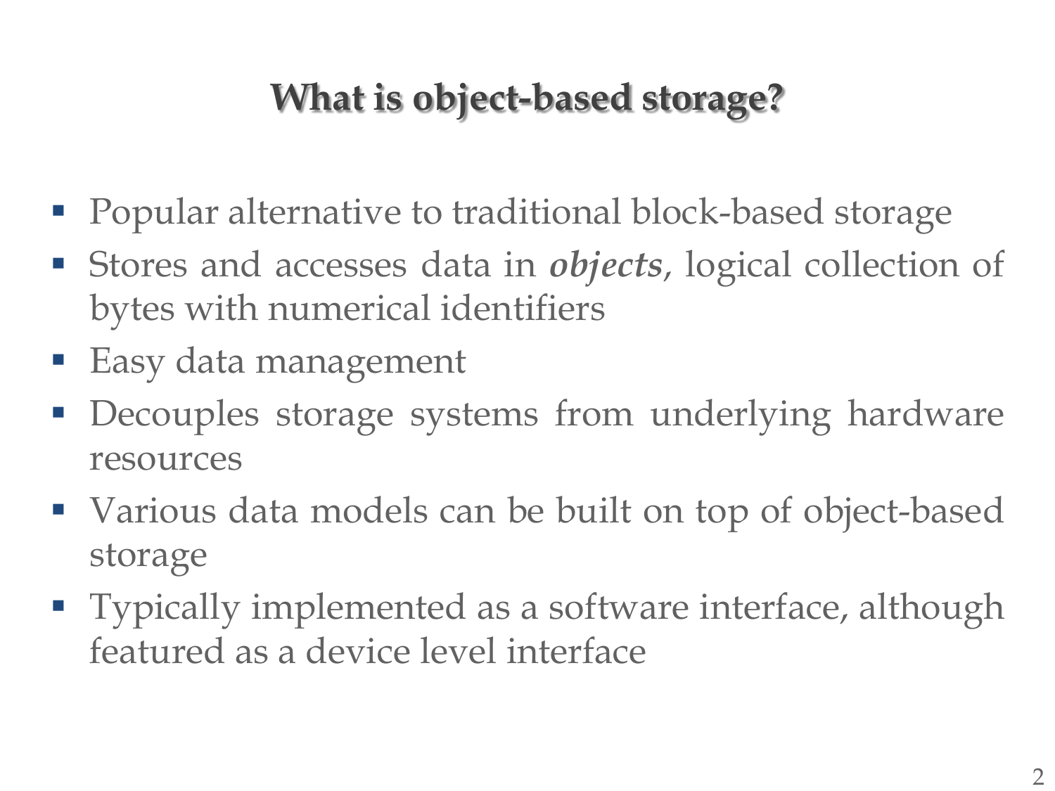# What is object-based storage?

- Popular alternative to traditional block-based storage
- Stores and accesses data in ***objects***, logical collection of bytes with numerical identifiers
- Easy data management
- Decouples storage systems from underlying hardware resources
- Various data models can be built on top of object-based storage
- Typically implemented as a software interface, although featured as a device level interface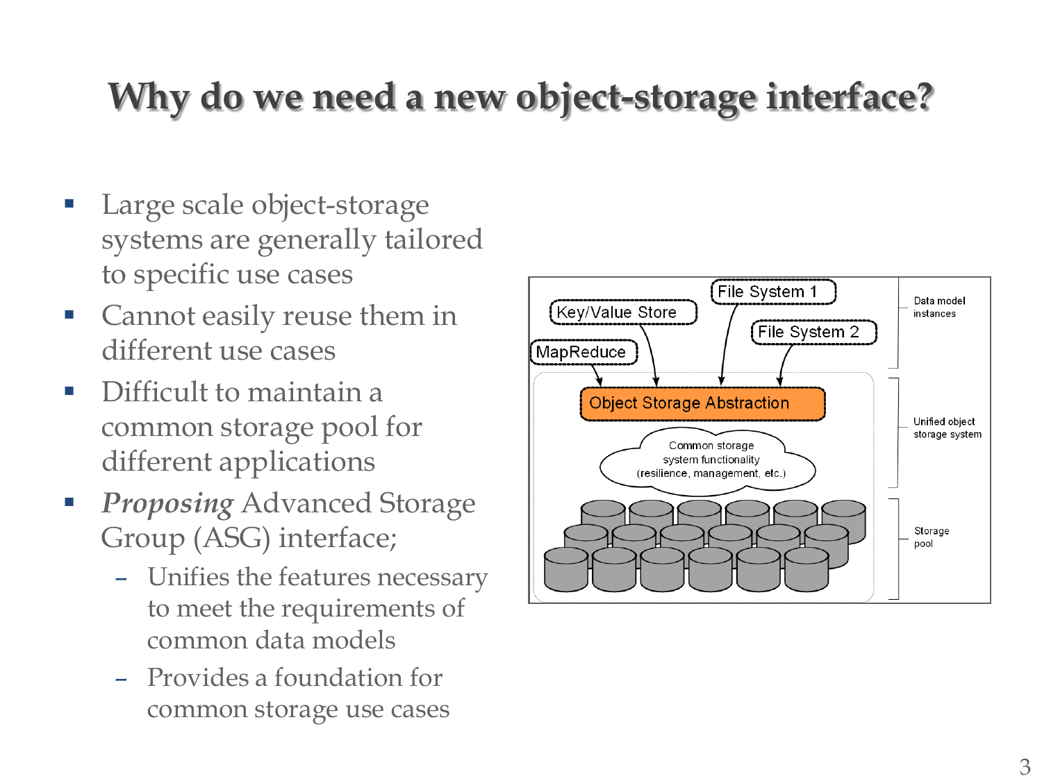# Why do we need a new object-storage interface?

- Large scale object-storage systems are generally tailored to specific use cases
- Cannot easily reuse them in different use cases
- Difficult to maintain a common storage pool for different applications
- *Proposing* Advanced Storage Group (ASG) interface;
  - Unifies the features necessary to meet the requirements of common data models
  - Provides a foundation for common storage use cases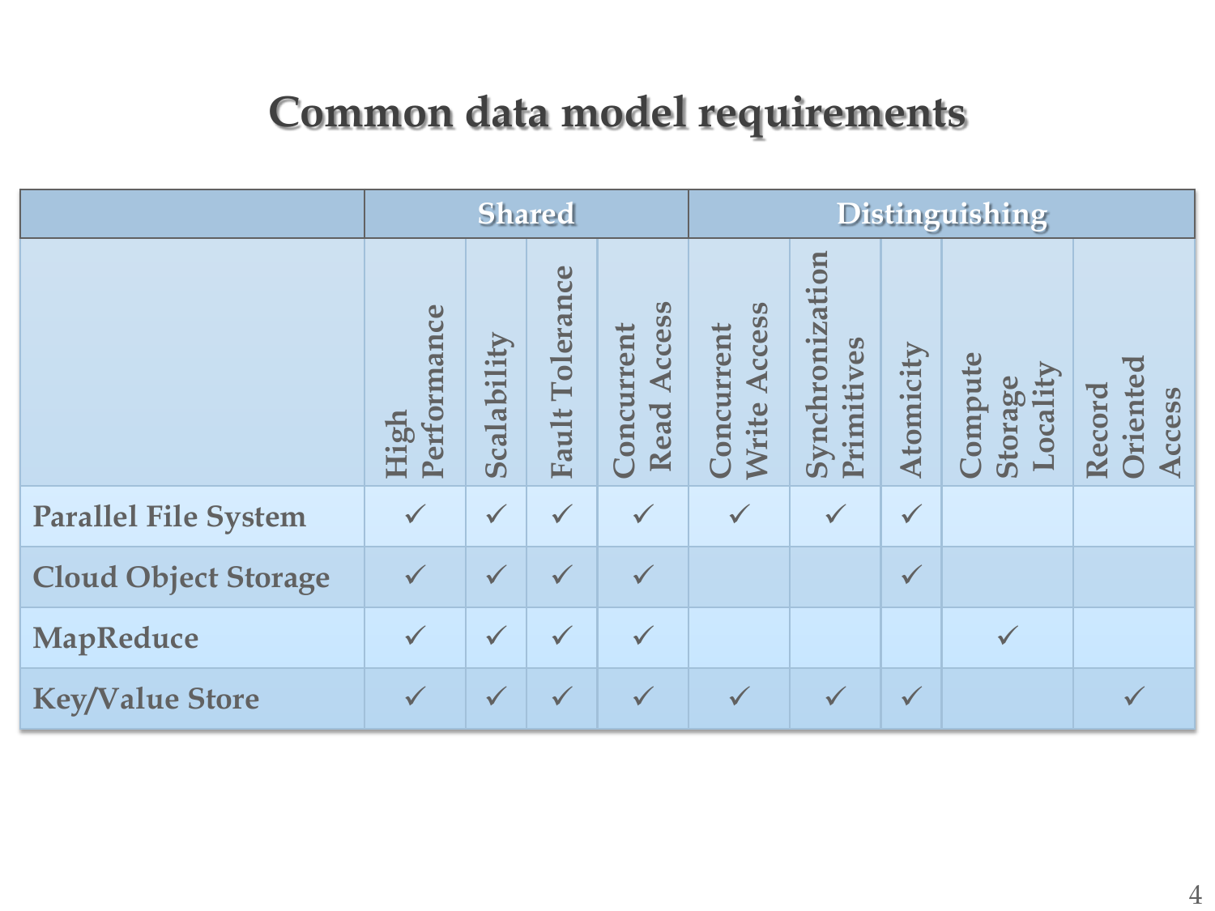# Common data model requirements

| | Shared | | | | Distinguishing | | | | |
|---|---|---|---|---|---|---|---|---|---|
| | High Performance | Scalability | Fault Tolerance | Concurrent Read Access | Concurrent Write Access | Synchronization Primitives | Atomicity | Compute Storage Locality | Record Oriented Access |
| Parallel File System | ✓ | ✓ | ✓ | ✓ | ✓ | ✓ | ✓ | | |
| Cloud Object Storage | ✓ | ✓ | ✓ | ✓ | | | ✓ | | |
| MapReduce | ✓ | ✓ | ✓ | ✓ | | | | ✓ | |
| Key/Value Store | ✓ | ✓ | ✓ | ✓ | ✓ | ✓ | ✓ | | ✓ |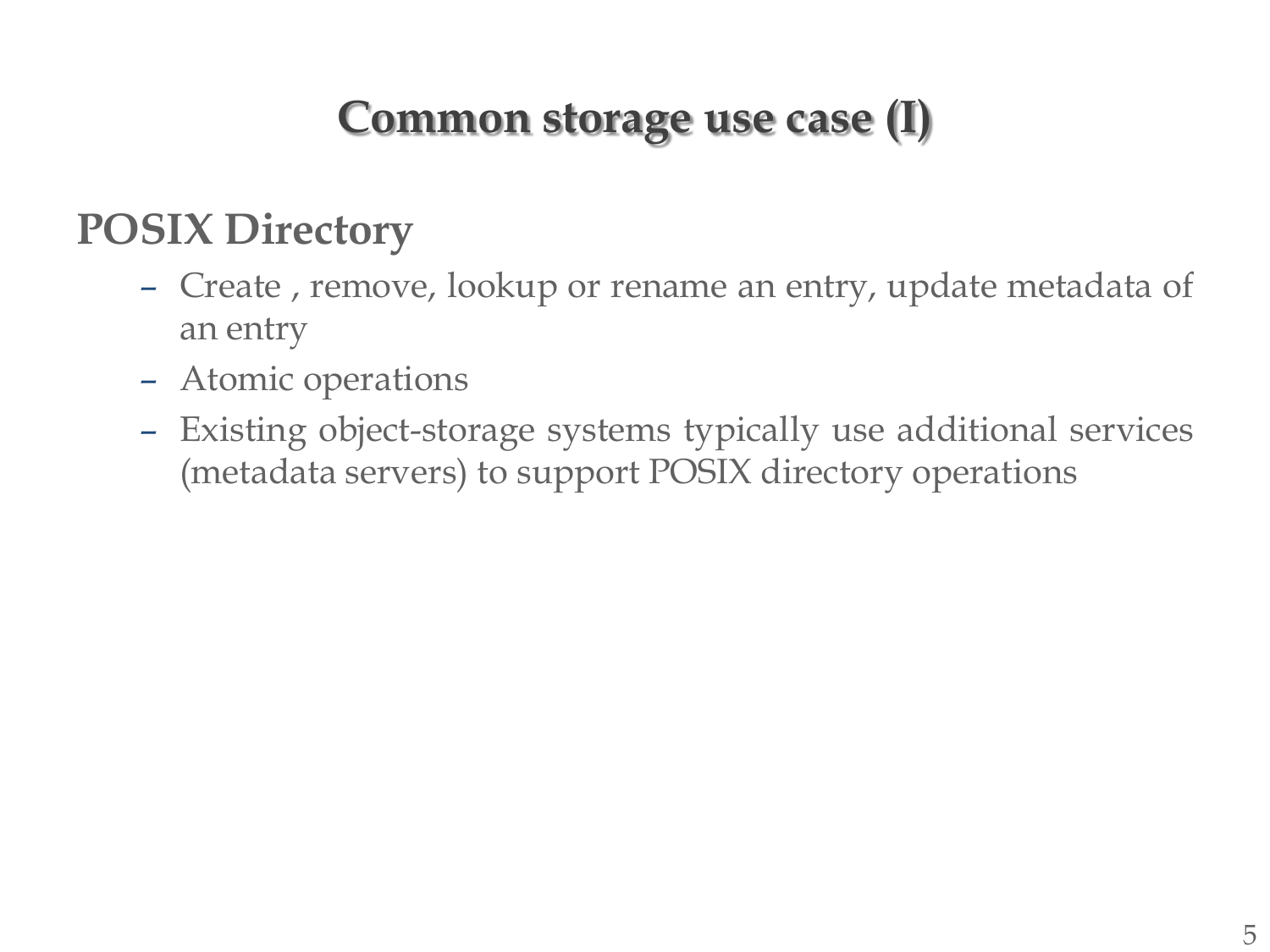# Common storage use case (I)

## POSIX Directory

- Create , remove, lookup or rename an entry, update metadata of an entry
- Atomic operations
- Existing object-storage systems typically use additional services (metadata servers) to support POSIX directory operations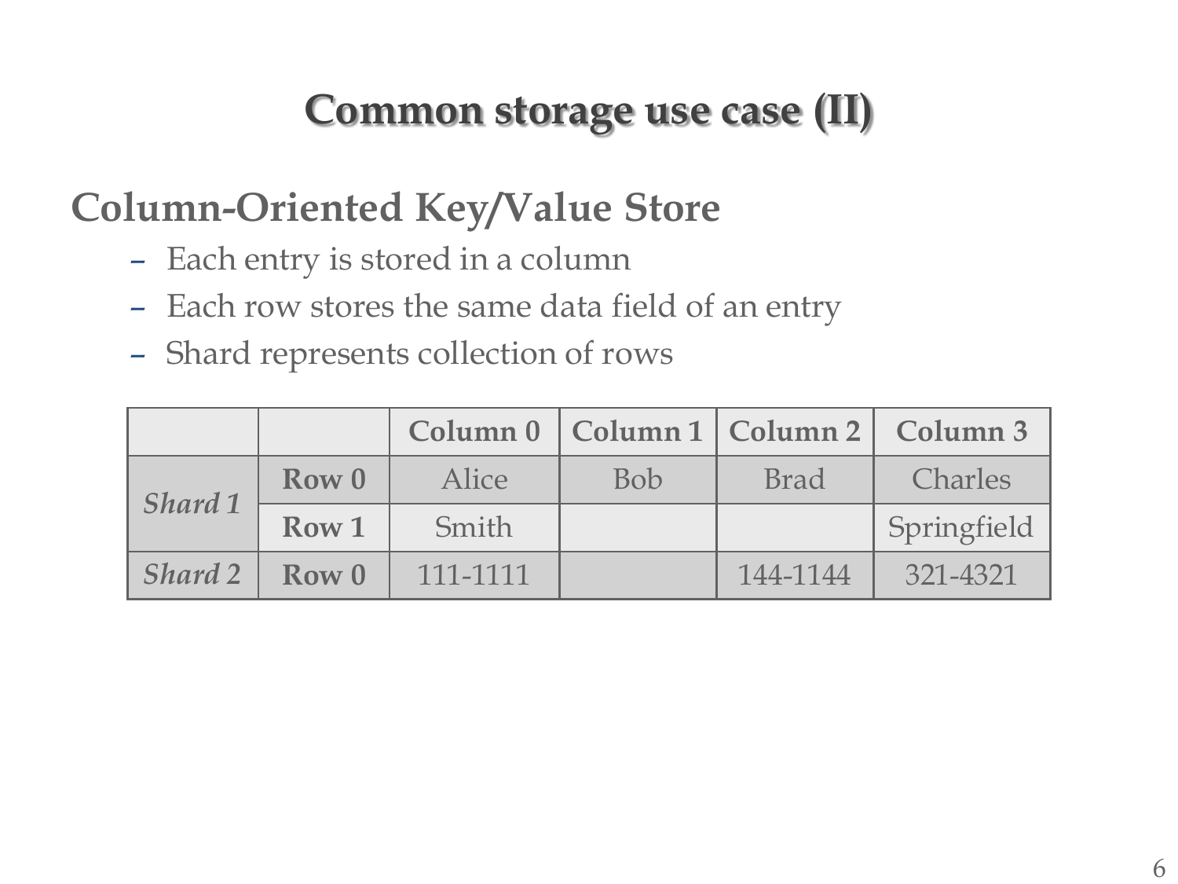# Common storage use case (II)

## Column-Oriented Key/Value Store

- Each entry is stored in a column
- Each row stores the same data field of an entry
- Shard represents collection of rows

| | | Column 0 | Column 1 | Column 2 | Column 3 |
|---|---|---|---|---|---|
| *Shard 1* | **Row 0** | Alice | Bob | Brad | Charles |
| | **Row 1** | Smith | | | Springfield |
| *Shard 2* | **Row 0** | 111-1111 | | 144-1144 | 321-4321 |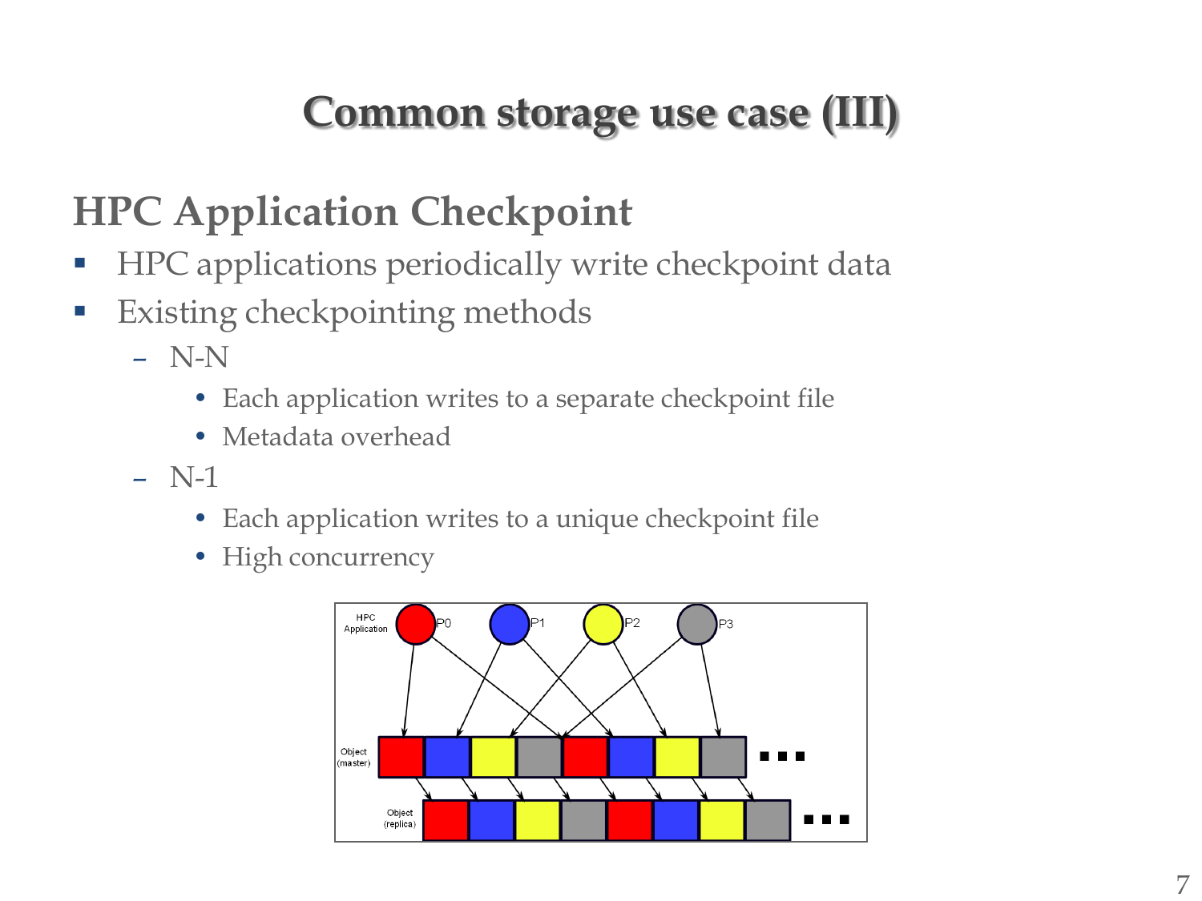# Common storage use case (III)

## HPC Application Checkpoint

- HPC applications periodically write checkpoint data
- Existing checkpointing methods
  - N-N
    - Each application writes to a separate checkpoint file
    - Metadata overhead
  - N-1
    - Each application writes to a unique checkpoint file
    - High concurrency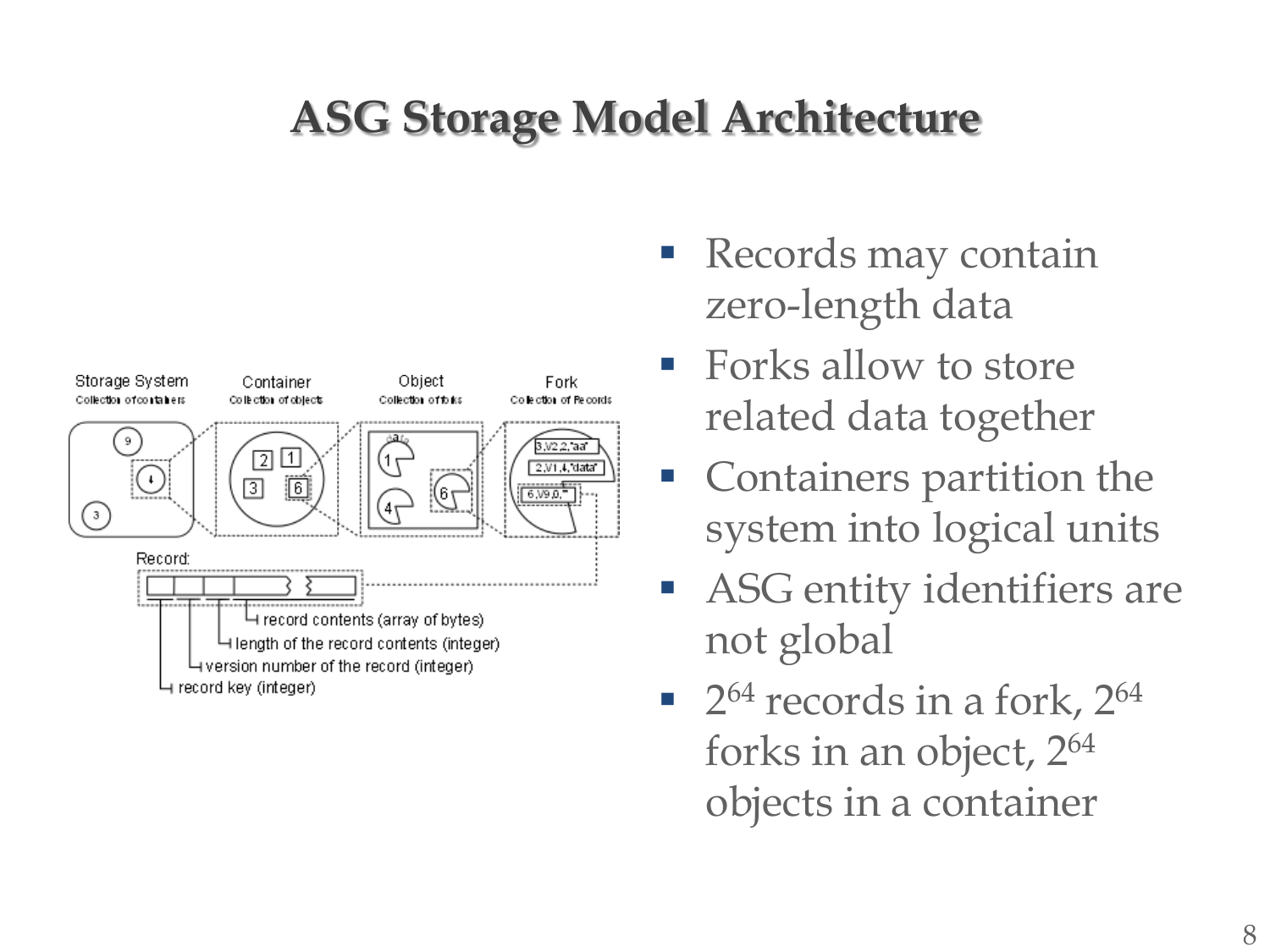# ASG Storage Model Architecture

Storage System
Collection of containers

Container
Collection of objects

Object
Collection of forks

Fork
Collection of Records

Record:

- record contents (array of bytes)
- length of the record contents (integer)
- version number of the record (integer)
- record key (integer)

- Records may contain zero-length data
- Forks allow to store related data together
- Containers partition the system into logical units
- ASG entity identifiers are not global
- $2^{64}$ records in a fork, $2^{64}$ forks in an object, $2^{64}$ objects in a container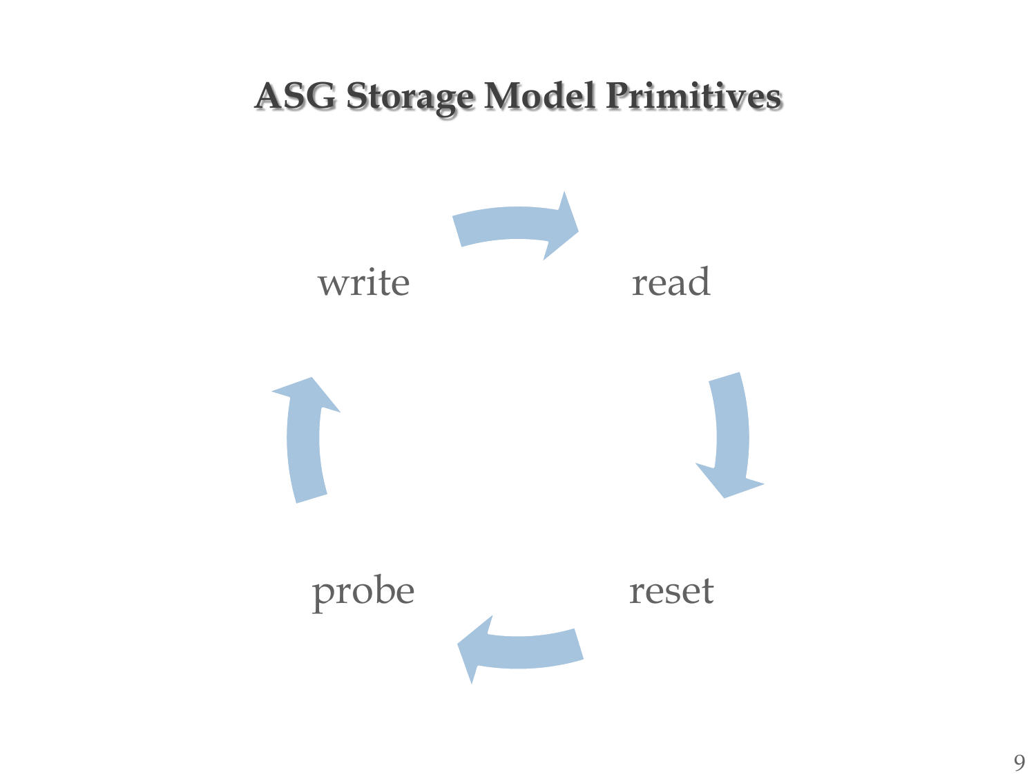# ASG Storage Model Primitives

write

read

reset

probe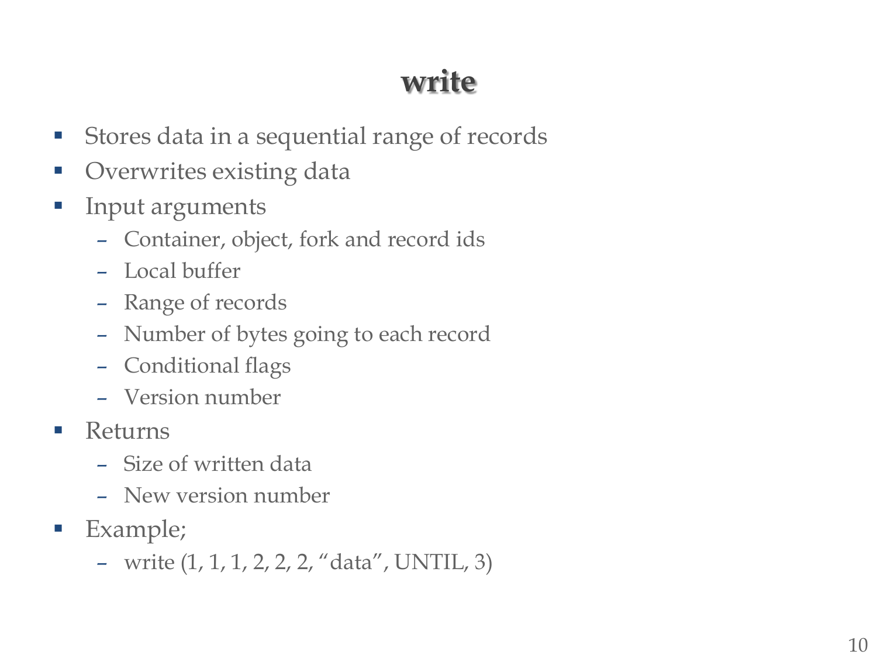# write

- Stores data in a sequential range of records
- Overwrites existing data
- Input arguments
  - Container, object, fork and record ids
  - Local buffer
  - Range of records
  - Number of bytes going to each record
  - Conditional flags
  - Version number
- Returns
  - Size of written data
  - New version number
- Example;
  - write (1, 1, 1, 2, 2, 2, "data", UNTIL, 3)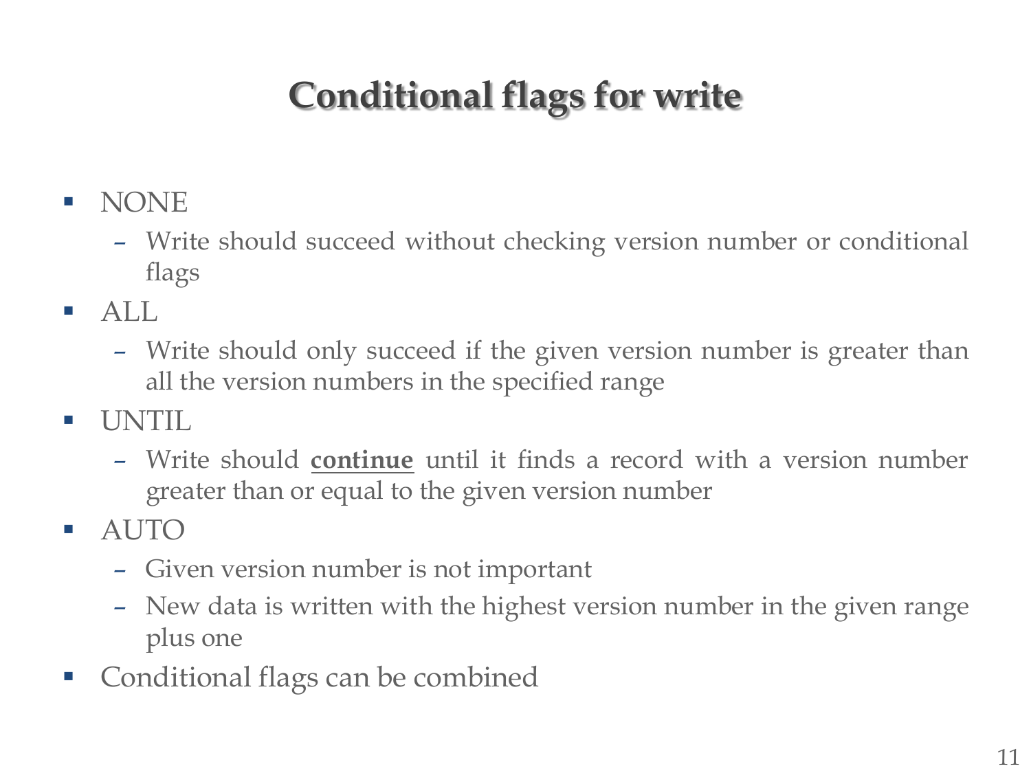# Conditional flags for write

- NONE
  - Write should succeed without checking version number or conditional flags
- ALL
  - Write should only succeed if the given version number is greater than all the version numbers in the specified range
- UNTIL
  - Write should **continue** until it finds a record with a version number greater than or equal to the given version number
- AUTO
  - Given version number is not important
  - New data is written with the highest version number in the given range plus one
- Conditional flags can be combined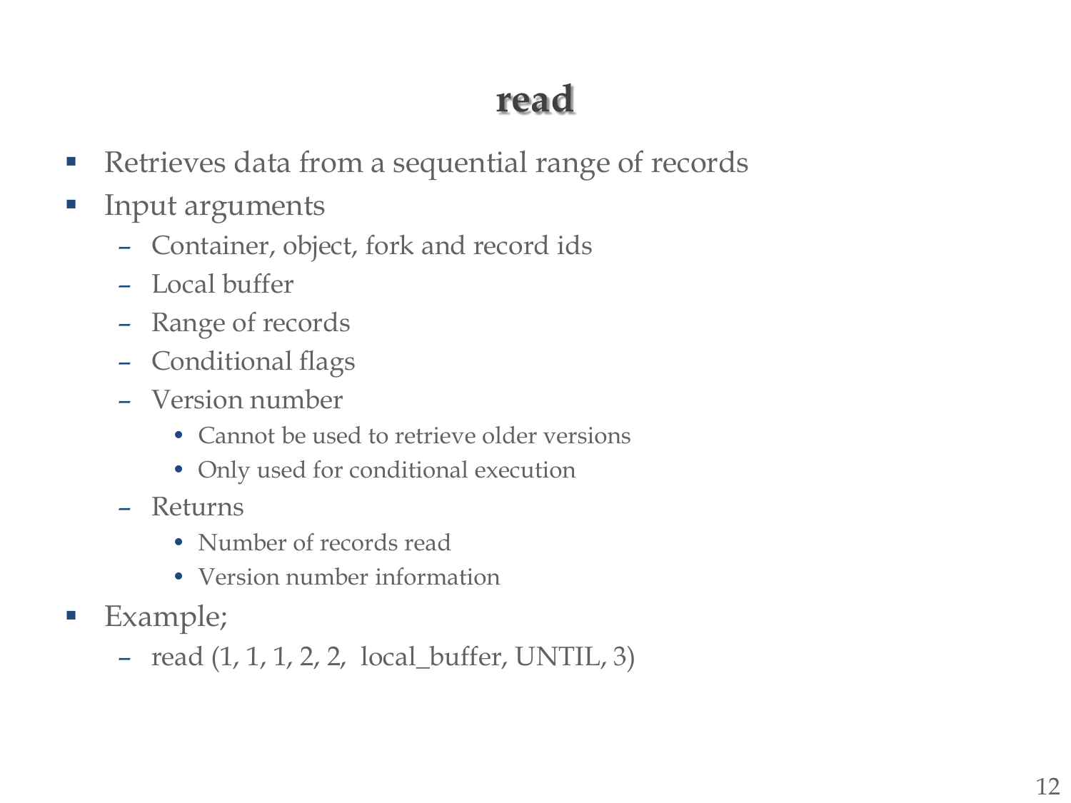# read

- Retrieves data from a sequential range of records
- Input arguments
  - Container, object, fork and record ids
  - Local buffer
  - Range of records
  - Conditional flags
  - Version number
    - Cannot be used to retrieve older versions
    - Only used for conditional execution
  - Returns
    - Number of records read
    - Version number information
- Example;
  - read (1, 1, 1, 2, 2, local_buffer, UNTIL, 3)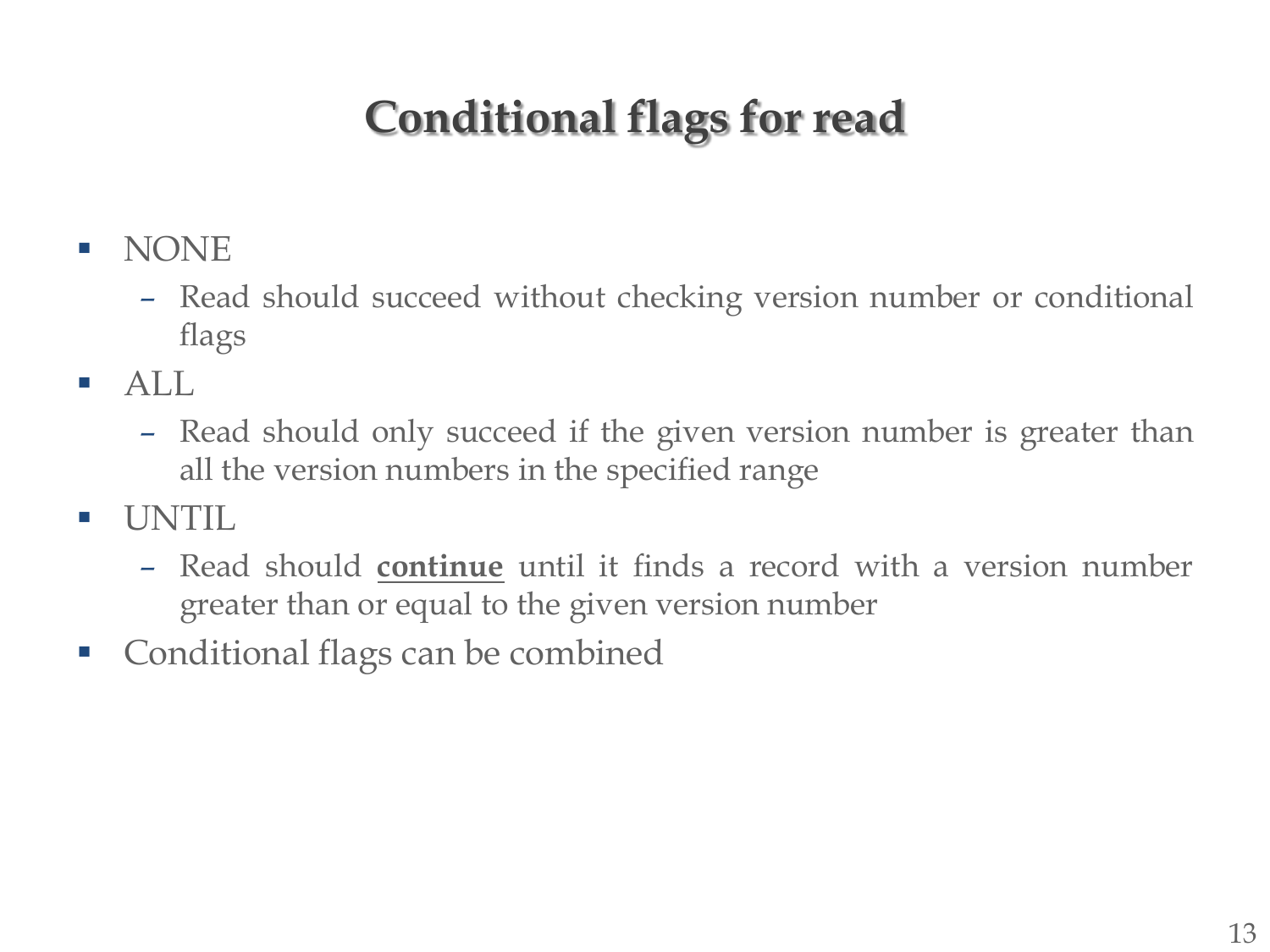# Conditional flags for read

- NONE
  - Read should succeed without checking version number or conditional flags
- ALL
  - Read should only succeed if the given version number is greater than all the version numbers in the specified range
- UNTIL
  - Read should **continue** until it finds a record with a version number greater than or equal to the given version number
- Conditional flags can be combined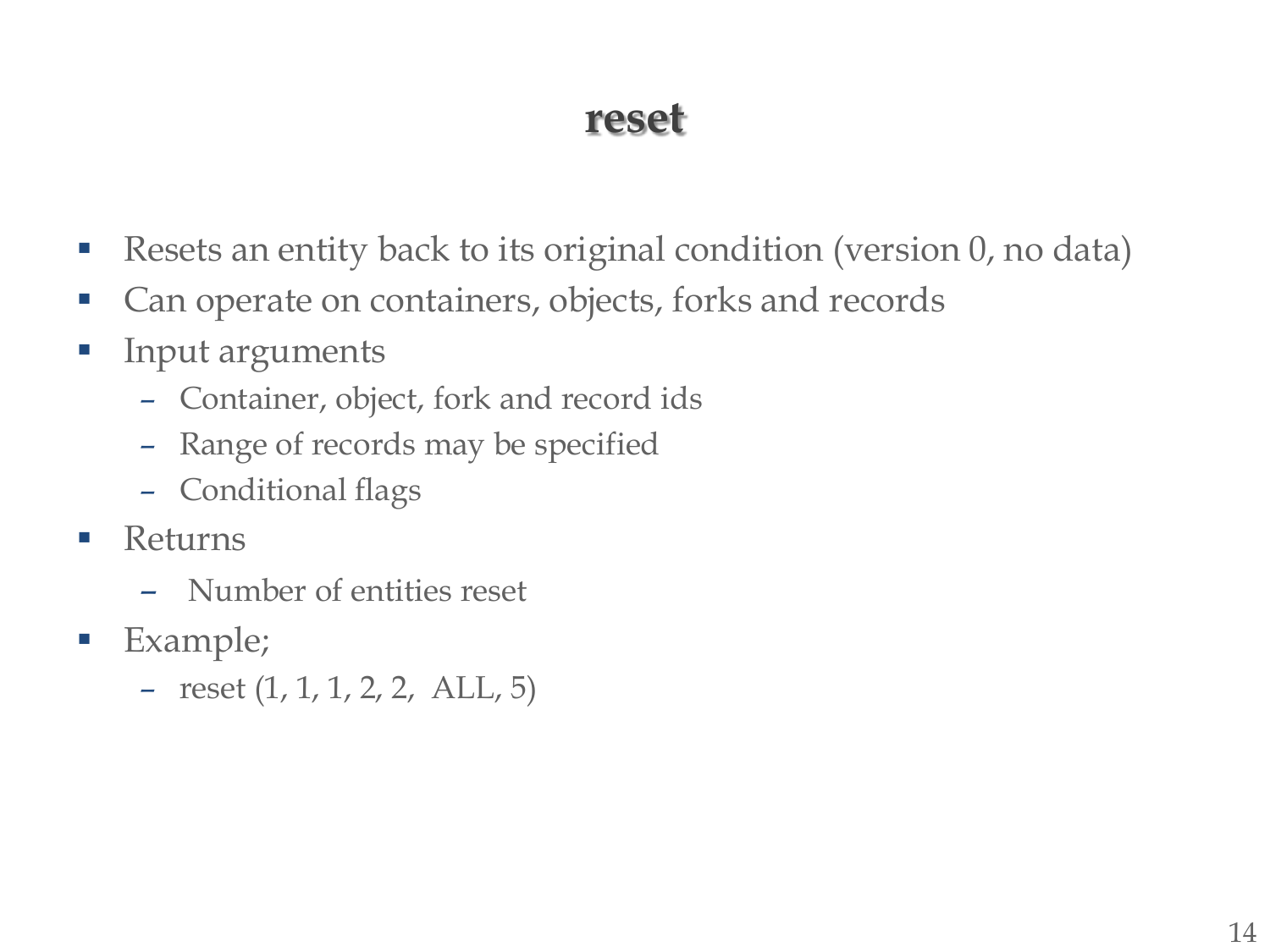# reset

- Resets an entity back to its original condition (version 0, no data)
- Can operate on containers, objects, forks and records
- Input arguments
  - Container, object, fork and record ids
  - Range of records may be specified
  - Conditional flags
- Returns
  - Number of entities reset
- Example;
  - reset (1, 1, 1, 2, 2, ALL, 5)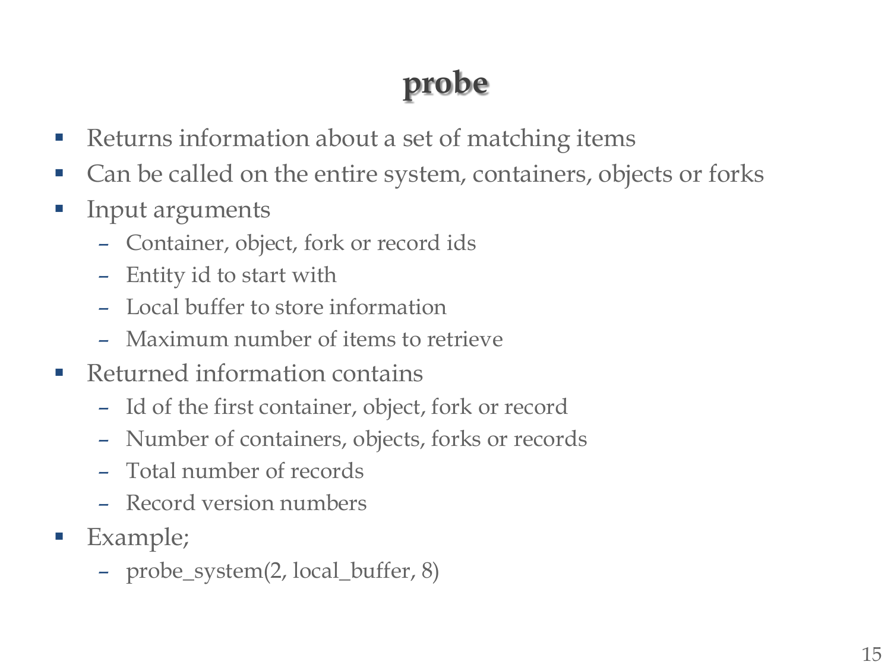# probe

- Returns information about a set of matching items
- Can be called on the entire system, containers, objects or forks
- Input arguments
  - Container, object, fork or record ids
  - Entity id to start with
  - Local buffer to store information
  - Maximum number of items to retrieve
- Returned information contains
  - Id of the first container, object, fork or record
  - Number of containers, objects, forks or records
  - Total number of records
  - Record version numbers
- Example;
  - probe_system(2, local_buffer, 8)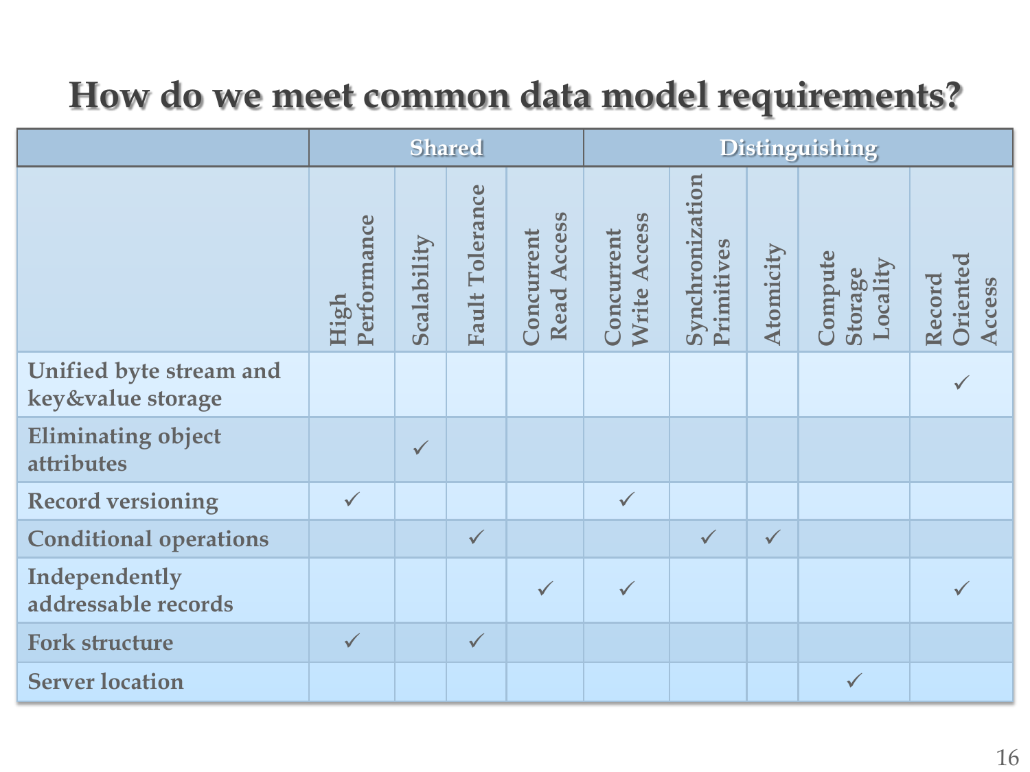# How do we meet common data model requirements?

| | Shared | | | | Distinguishing | | | | |
|---|---|---|---|---|---|---|---|---|---|
| | High Performance | Scalability | Fault Tolerance | Concurrent Read Access | Concurrent Write Access | Synchronization Primitives | Atomicity | Compute Storage Locality | Record Oriented Access |
| Unified byte stream and key&value storage | | | | | | | | | ✓ |
| Eliminating object attributes | | ✓ | | | | | | | |
| Record versioning | ✓ | | | | ✓ | | | | |
| Conditional operations | | | ✓ | | | ✓ | ✓ | | |
| Independently addressable records | | | | ✓ | ✓ | | | | ✓ |
| Fork structure | ✓ | | ✓ | | | | | | |
| Server location | | | | | | | | ✓ | |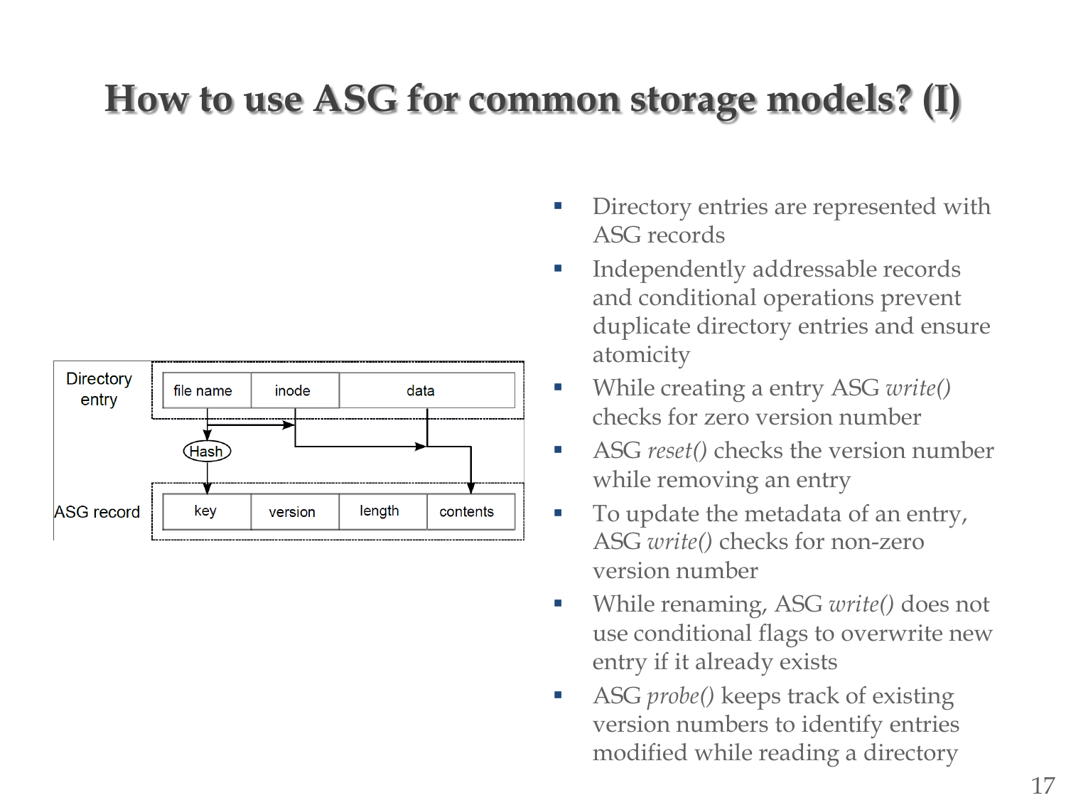# How to use ASG for common storage models? (I)

- Directory entries are represented with ASG records
- Independently addressable records and conditional operations prevent duplicate directory entries and ensure atomicity
- While creating a entry ASG *write()* checks for zero version number
- ASG *reset()* checks the version number while removing an entry
- To update the metadata of an entry, ASG *write()* checks for non-zero version number
- While renaming, ASG *write()* does not use conditional flags to overwrite new entry if it already exists
- ASG *probe()* keeps track of existing version numbers to identify entries modified while reading a directory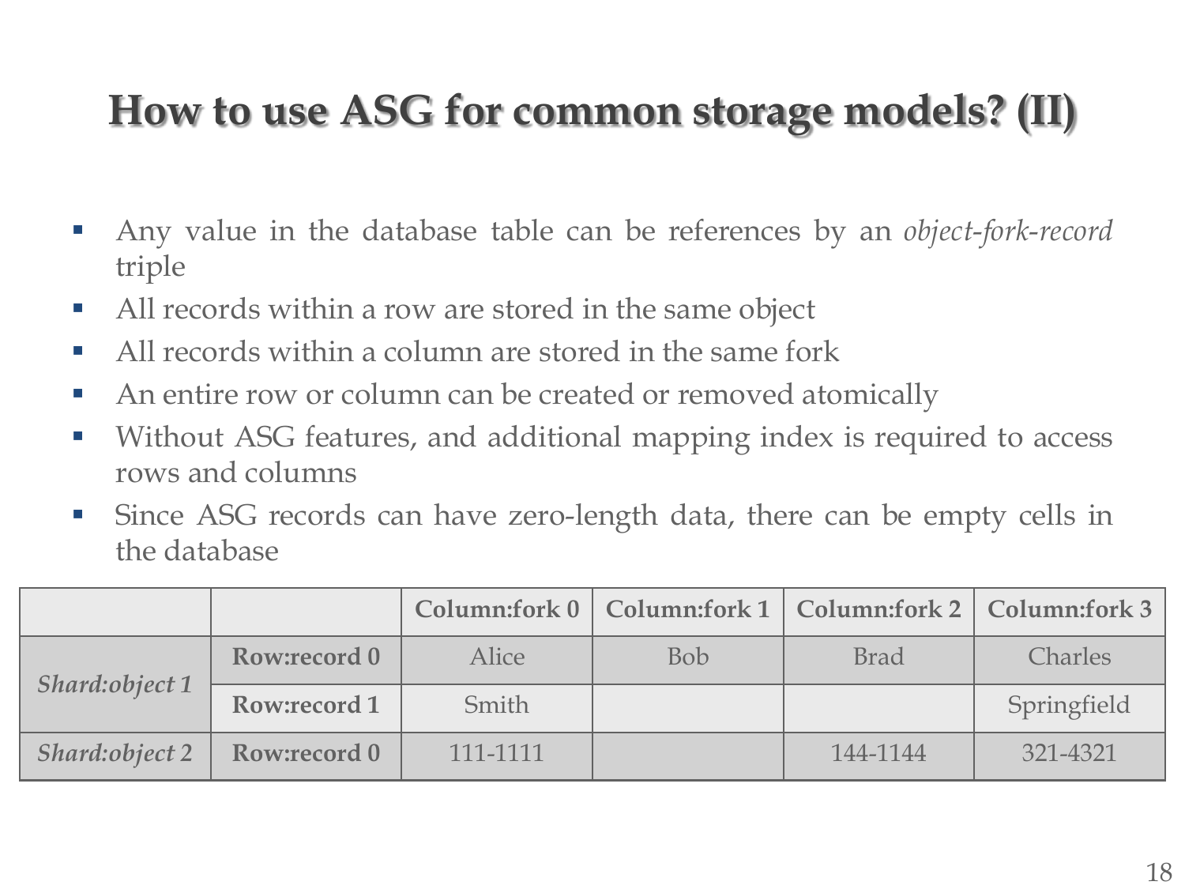# How to use ASG for common storage models? (II)

- Any value in the database table can be references by an *object-fork-record* triple
- All records within a row are stored in the same object
- All records within a column are stored in the same fork
- An entire row or column can be created or removed atomically
- Without ASG features, and additional mapping index is required to access rows and columns
- Since ASG records can have zero-length data, there can be empty cells in the database

| | | **Column:fork 0** | **Column:fork 1** | **Column:fork 2** | **Column:fork 3** |
|---|---|---|---|---|---|
| *Shard:object 1* | **Row:record 0** | Alice | Bob | Brad | Charles |
| | **Row:record 1** | Smith | | | Springfield |
| *Shard:object 2* | **Row:record 0** | 111-1111 | | 144-1144 | 321-4321 |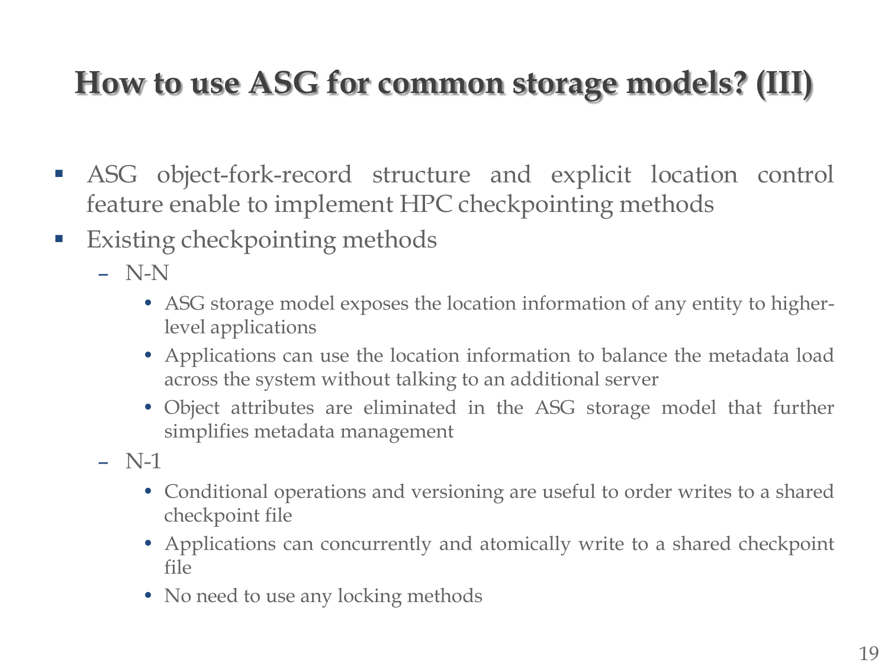# How to use ASG for common storage models? (III)

- ASG object-fork-record structure and explicit location control feature enable to implement HPC checkpointing methods
- Existing checkpointing methods
  - N-N
    - ASG storage model exposes the location information of any entity to higher-level applications
    - Applications can use the location information to balance the metadata load across the system without talking to an additional server
    - Object attributes are eliminated in the ASG storage model that further simplifies metadata management
  - N-1
    - Conditional operations and versioning are useful to order writes to a shared checkpoint file
    - Applications can concurrently and atomically write to a shared checkpoint file
    - No need to use any locking methods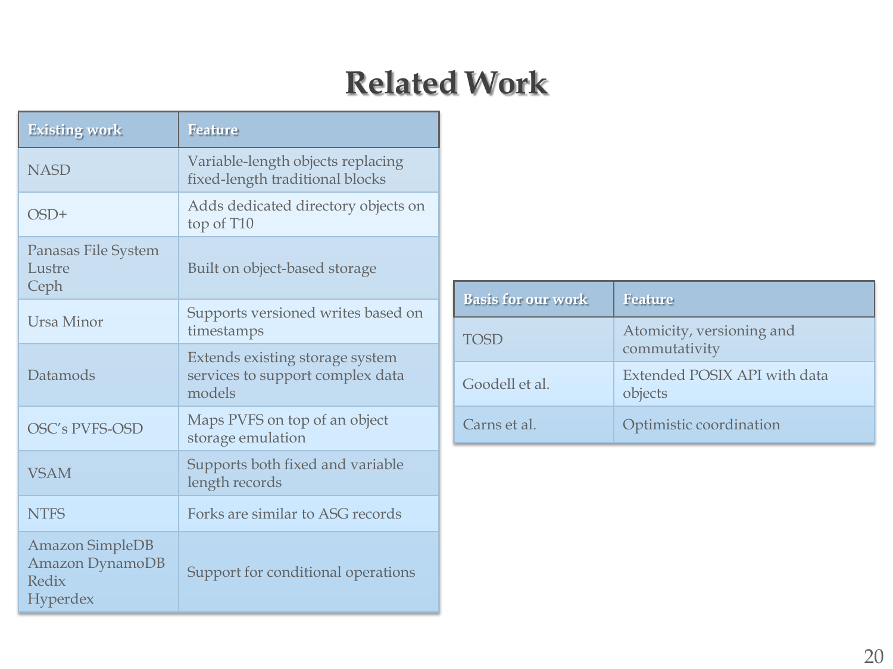# Related Work

| Existing work | Feature |
|---|---|
| NASD | Variable-length objects replacing fixed-length traditional blocks |
| OSD+ | Adds dedicated directory objects on top of T10 |
| Panasas File System<br>Lustre<br>Ceph | Built on object-based storage |
| Ursa Minor | Supports versioned writes based on timestamps |
| Datamods | Extends existing storage system services to support complex data models |
| OSC's PVFS-OSD | Maps PVFS on top of an object storage emulation |
| VSAM | Supports both fixed and variable length records |
| NTFS | Forks are similar to ASG records |
| Amazon SimpleDB<br>Amazon DynamoDB<br>Redix<br>Hyperdex | Support for conditional operations |

| Basis for our work | Feature |
|---|---|
| TOSD | Atomicity, versioning and commutativity |
| Goodell et al. | Extended POSIX API with data objects |
| Carns et al. | Optimistic coordination |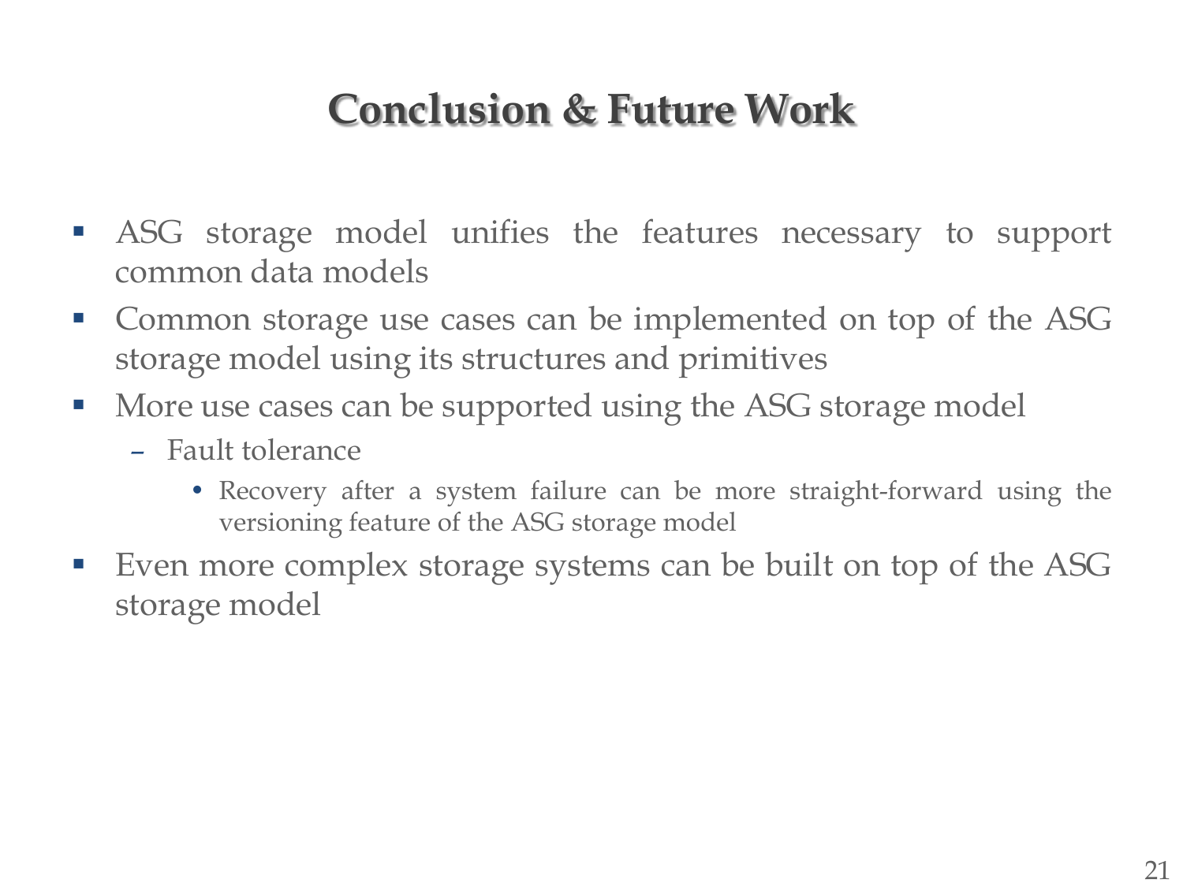# Conclusion & Future Work

- ASG storage model unifies the features necessary to support common data models
- Common storage use cases can be implemented on top of the ASG storage model using its structures and primitives
- More use cases can be supported using the ASG storage model
  - Fault tolerance
    - Recovery after a system failure can be more straight-forward using the versioning feature of the ASG storage model
- Even more complex storage systems can be built on top of the ASG storage model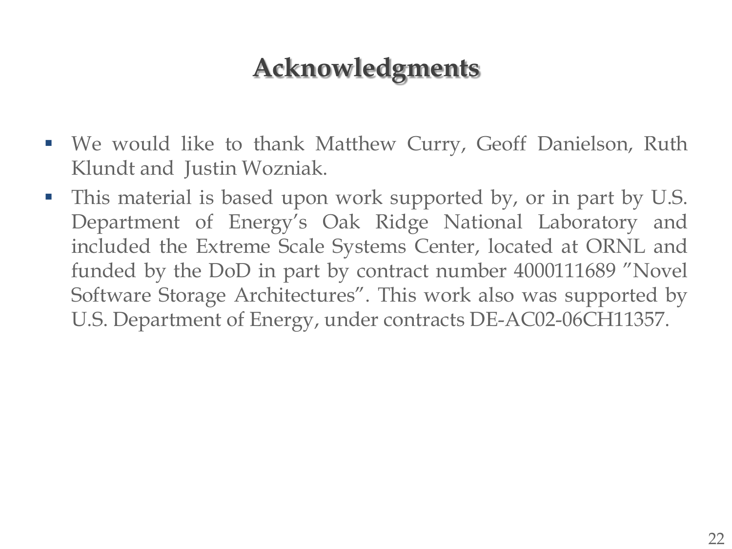# Acknowledgments

- We would like to thank Matthew Curry, Geoff Danielson, Ruth Klundt and Justin Wozniak.
- This material is based upon work supported by, or in part by U.S. Department of Energy's Oak Ridge National Laboratory and included the Extreme Scale Systems Center, located at ORNL and funded by the DoD in part by contract number 4000111689 ”Novel Software Storage Architectures”. This work also was supported by U.S. Department of Energy, under contracts DE-AC02-06CH11357.